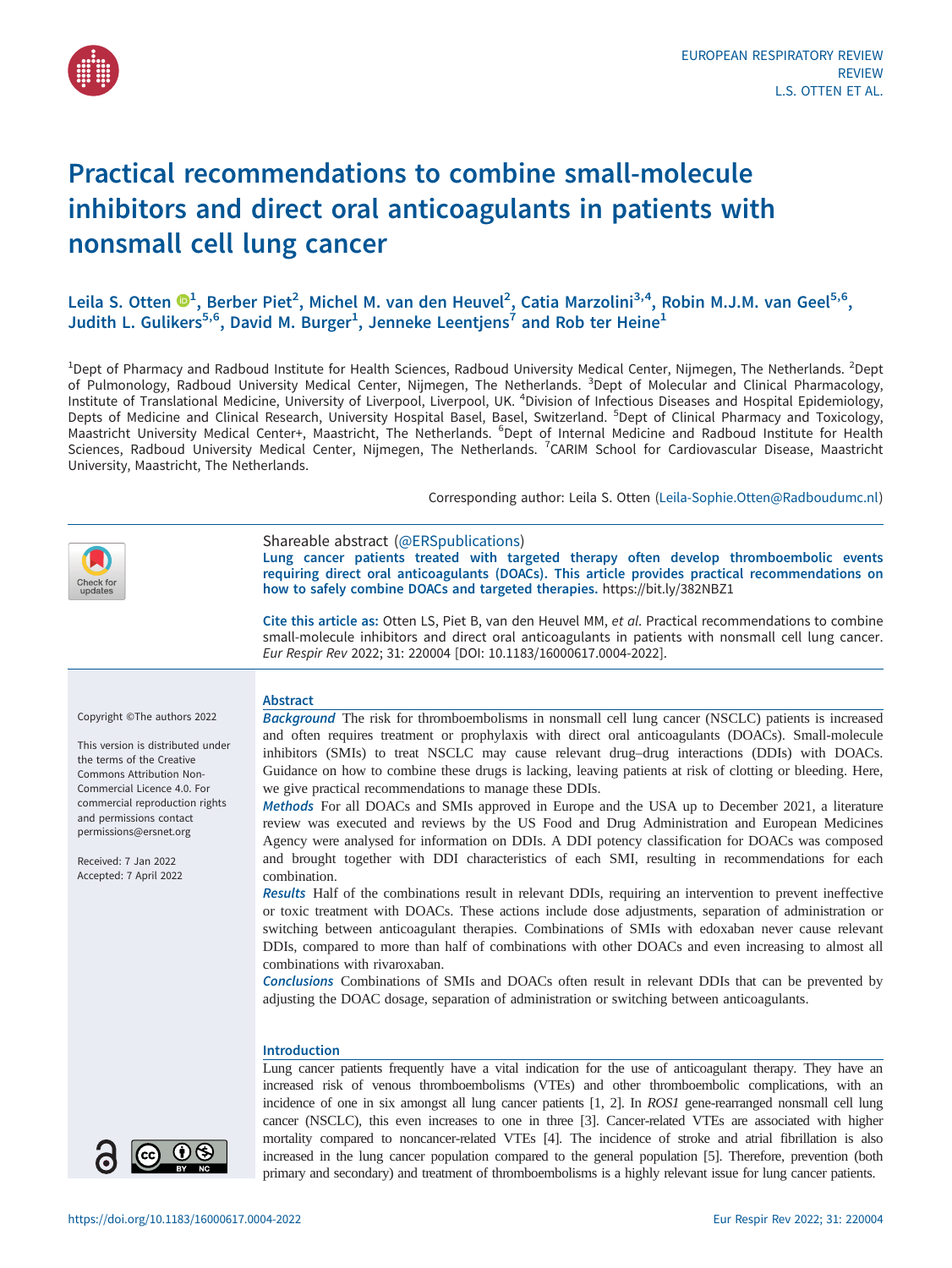# Practical recommendations to combine small-molecule inhibitors and direct oral anticoagulants in patients with nonsmall cell lung cancer

Leila S. Otten[1], Berber Piet[2], Michel M. van den Heuvel[2], Catia Marzolini[3,4], Robin M.J.M. van Geel[5,6], Judith L. Gulikers[5,6], David M. Burger[1], Jenneke Leentjens[7] and Rob ter Heine[1]

[1]Dept of Pharmacy and Radboud Institute for Health Sciences, Radboud University Medical Center, Nijmegen, The Netherlands. [2]Dept of Pulmonology, Radboud University Medical Center, Nijmegen, The Netherlands. [3]Dept of Molecular and Clinical Pharmacology, Institute of Translational Medicine, University of Liverpool, Liverpool, UK. [4]Division of Infectious Diseases and Hospital Epidemiology, Depts of Medicine and Clinical Research, University Hospital Basel, Basel, Switzerland. [5]Dept of Clinical Pharmacy and Toxicology, Maastricht University Medical Center+, Maastricht, The Netherlands. [6]Dept of Internal Medicine and Radboud Institute for Health Sciences, Radboud University Medical Center, Nijmegen, The Netherlands. [7]CARIM School for Cardiovascular Disease, Maastricht University, Maastricht, The Netherlands.

Corresponding author: Leila S. Otten (Leila-Sophie.Otten@Radboudumc.nl)

Shareable abstract (@ERSpublications)

**Lung cancer patients treated with targeted therapy often develop thromboembolic events requiring direct oral anticoagulants (DOACs). This article provides practical recommendations on how to safely combine DOACs and targeted therapies.** https://bit.ly/382NBZ1

**Cite this article as:** Otten LS, Piet B, van den Heuvel MM, *et al.* Practical recommendations to combine small-molecule inhibitors and direct oral anticoagulants in patients with nonsmall cell lung cancer. *Eur Respir Rev* 2022; 31: 220004 [DOI: 10.1183/16000617.0004-2022].

Copyright ©The authors 2022

This version is distributed under the terms of the Creative Commons Attribution Non-Commercial Licence 4.0. For commercial reproduction rights and permissions contact permissions@ersnet.org

Received: 7 Jan 2022
Accepted: 7 April 2022

## Abstract

***Background*** The risk for thromboembolisms in nonsmall cell lung cancer (NSCLC) patients is increased and often requires treatment or prophylaxis with direct oral anticoagulants (DOACs). Small-molecule inhibitors (SMIs) to treat NSCLC may cause relevant drug–drug interactions (DDIs) with DOACs. Guidance on how to combine these drugs is lacking, leaving patients at risk of clotting or bleeding. Here, we give practical recommendations to manage these DDIs.

***Methods*** For all DOACs and SMIs approved in Europe and the USA up to December 2021, a literature review was executed and reviews by the US Food and Drug Administration and European Medicines Agency were analysed for information on DDIs. A DDI potency classification for DOACs was composed and brought together with DDI characteristics of each SMI, resulting in recommendations for each combination.

***Results*** Half of the combinations result in relevant DDIs, requiring an intervention to prevent ineffective or toxic treatment with DOACs. These actions include dose adjustments, separation of administration or switching between anticoagulant therapies. Combinations of SMIs with edoxaban never cause relevant DDIs, compared to more than half of combinations with other DOACs and even increasing to almost all combinations with rivaroxaban.

***Conclusions*** Combinations of SMIs and DOACs often result in relevant DDIs that can be prevented by adjusting the DOAC dosage, separation of administration or switching between anticoagulants.

## Introduction

Lung cancer patients frequently have a vital indication for the use of anticoagulant therapy. They have an increased risk of venous thromboembolisms (VTEs) and other thromboembolic complications, with an incidence of one in six amongst all lung cancer patients [1, 2]. In *ROS1* gene-rearranged nonsmall cell lung cancer (NSCLC), this even increases to one in three [3]. Cancer-related VTEs are associated with higher mortality compared to noncancer-related VTEs [4]. The incidence of stroke and atrial fibrillation is also increased in the lung cancer population compared to the general population [5]. Therefore, prevention (both primary and secondary) and treatment of thromboembolisms is a highly relevant issue for lung cancer patients.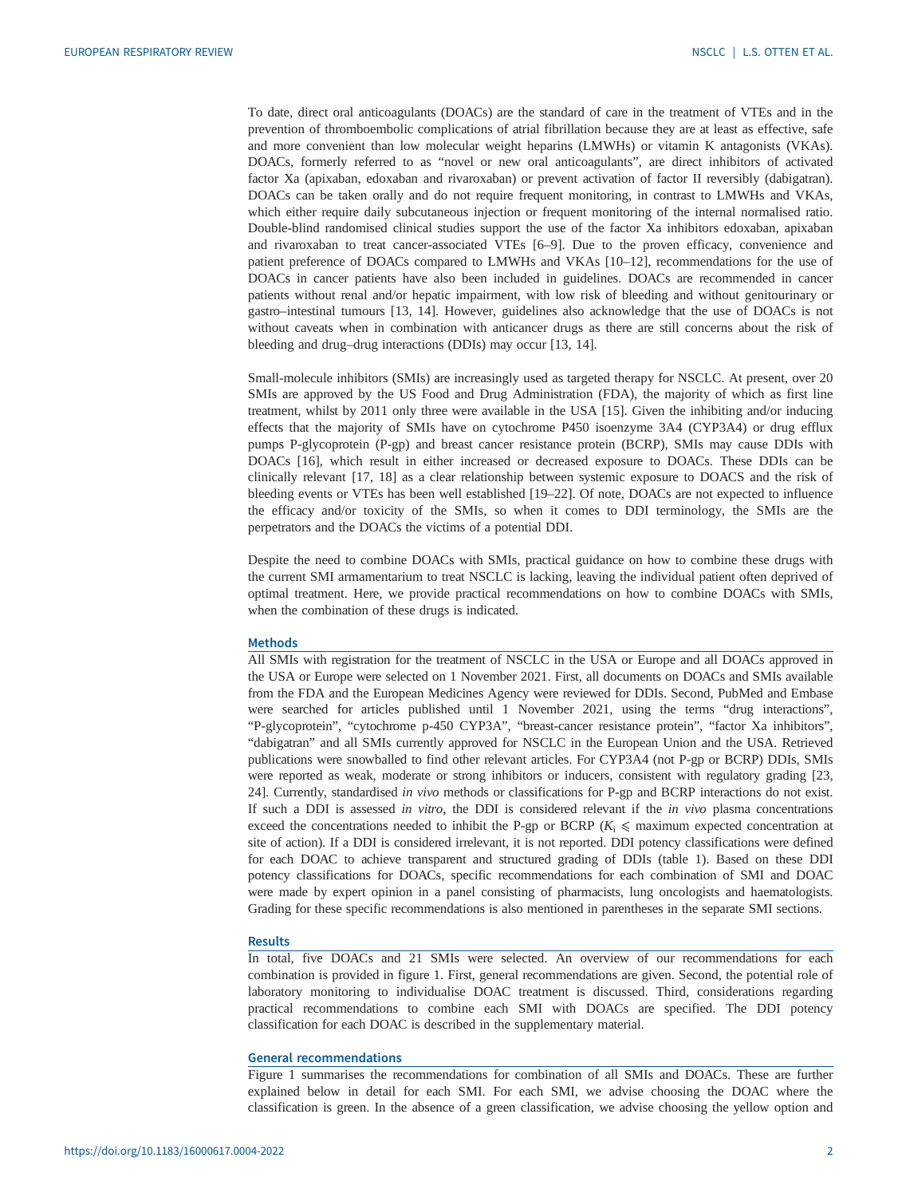To date, direct oral anticoagulants (DOACs) are the standard of care in the treatment of VTEs and in the prevention of thromboembolic complications of atrial fibrillation because they are at least as effective, safe and more convenient than low molecular weight heparins (LMWHs) or vitamin K antagonists (VKAs). DOACs, formerly referred to as "novel or new oral anticoagulants", are direct inhibitors of activated factor Xa (apixaban, edoxaban and rivaroxaban) or prevent activation of factor II reversibly (dabigatran). DOACs can be taken orally and do not require frequent monitoring, in contrast to LMWHs and VKAs, which either require daily subcutaneous injection or frequent monitoring of the internal normalised ratio. Double-blind randomised clinical studies support the use of the factor Xa inhibitors edoxaban, apixaban and rivaroxaban to treat cancer-associated VTEs [6–9]. Due to the proven efficacy, convenience and patient preference of DOACs compared to LMWHs and VKAs [10–12], recommendations for the use of DOACs in cancer patients have also been included in guidelines. DOACs are recommended in cancer patients without renal and/or hepatic impairment, with low risk of bleeding and without genitourinary or gastro–intestinal tumours [13, 14]. However, guidelines also acknowledge that the use of DOACs is not without caveats when in combination with anticancer drugs as there are still concerns about the risk of bleeding and drug–drug interactions (DDIs) may occur [13, 14].

Small-molecule inhibitors (SMIs) are increasingly used as targeted therapy for NSCLC. At present, over 20 SMIs are approved by the US Food and Drug Administration (FDA), the majority of which as first line treatment, whilst by 2011 only three were available in the USA [15]. Given the inhibiting and/or inducing effects that the majority of SMIs have on cytochrome P450 isoenzyme 3A4 (CYP3A4) or drug efflux pumps P-glycoprotein (P-gp) and breast cancer resistance protein (BCRP), SMIs may cause DDIs with DOACs [16], which result in either increased or decreased exposure to DOACs. These DDIs can be clinically relevant [17, 18] as a clear relationship between systemic exposure to DOACS and the risk of bleeding events or VTEs has been well established [19–22]. Of note, DOACs are not expected to influence the efficacy and/or toxicity of the SMIs, so when it comes to DDI terminology, the SMIs are the perpetrators and the DOACs the victims of a potential DDI.

Despite the need to combine DOACs with SMIs, practical guidance on how to combine these drugs with the current SMI armamentarium to treat NSCLC is lacking, leaving the individual patient often deprived of optimal treatment. Here, we provide practical recommendations on how to combine DOACs with SMIs, when the combination of these drugs is indicated.

## Methods

All SMIs with registration for the treatment of NSCLC in the USA or Europe and all DOACs approved in the USA or Europe were selected on 1 November 2021. First, all documents on DOACs and SMIs available from the FDA and the European Medicines Agency were reviewed for DDIs. Second, PubMed and Embase were searched for articles published until 1 November 2021, using the terms "drug interactions", "P-glycoprotein", "cytochrome p-450 CYP3A", "breast-cancer resistance protein", "factor Xa inhibitors", "dabigatran" and all SMIs currently approved for NSCLC in the European Union and the USA. Retrieved publications were snowballed to find other relevant articles. For CYP3A4 (not P-gp or BCRP) DDIs, SMIs were reported as weak, moderate or strong inhibitors or inducers, consistent with regulatory grading [23, 24]. Currently, standardised *in vivo* methods or classifications for P-gp and BCRP interactions do not exist. If such a DDI is assessed *in vitro*, the DDI is considered relevant if the *in vivo* plasma concentrations exceed the concentrations needed to inhibit the P-gp or BCRP ($K_i \leqslant$ maximum expected concentration at site of action). If a DDI is considered irrelevant, it is not reported. DDI potency classifications were defined for each DOAC to achieve transparent and structured grading of DDIs (table 1). Based on these DDI potency classifications for DOACs, specific recommendations for each combination of SMI and DOAC were made by expert opinion in a panel consisting of pharmacists, lung oncologists and haematologists. Grading for these specific recommendations is also mentioned in parentheses in the separate SMI sections.

## Results

In total, five DOACs and 21 SMIs were selected. An overview of our recommendations for each combination is provided in figure 1. First, general recommendations are given. Second, the potential role of laboratory monitoring to individualise DOAC treatment is discussed. Third, considerations regarding practical recommendations to combine each SMI with DOACs are specified. The DDI potency classification for each DOAC is described in the supplementary material.

### General recommendations

Figure 1 summarises the recommendations for combination of all SMIs and DOACs. These are further explained below in detail for each SMI. For each SMI, we advise choosing the DOAC where the classification is green. In the absence of a green classification, we advise choosing the yellow option and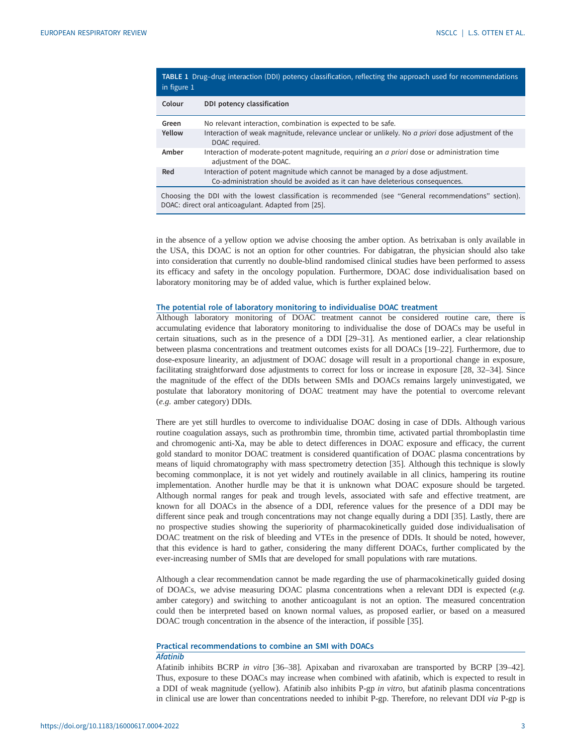**TABLE 1** Drug–drug interaction (DDI) potency classification, reflecting the approach used for recommendations in figure 1

| Colour | DDI potency classification |
|---|---|
| Green | No relevant interaction, combination is expected to be safe. |
| Yellow | Interaction of weak magnitude, relevance unclear or unlikely. No *a priori* dose adjustment of the DOAC required. |
| Amber | Interaction of moderate-potent magnitude, requiring an *a priori* dose or administration time adjustment of the DOAC. |
| Red | Interaction of potent magnitude which cannot be managed by a dose adjustment. Co-administration should be avoided as it can have deleterious consequences. |

Choosing the DDI with the lowest classification is recommended (see "General recommendations" section). DOAC: direct oral anticoagulant. Adapted from [25].

in the absence of a yellow option we advise choosing the amber option. As betrixaban is only available in the USA, this DOAC is not an option for other countries. For dabigatran, the physician should also take into consideration that currently no double-blind randomised clinical studies have been performed to assess its efficacy and safety in the oncology population. Furthermore, DOAC dose individualisation based on laboratory monitoring may be of added value, which is further explained below.

## The potential role of laboratory monitoring to individualise DOAC treatment

Although laboratory monitoring of DOAC treatment cannot be considered routine care, there is accumulating evidence that laboratory monitoring to individualise the dose of DOACs may be useful in certain situations, such as in the presence of a DDI [29–31]. As mentioned earlier, a clear relationship between plasma concentrations and treatment outcomes exists for all DOACs [19–22]. Furthermore, due to dose-exposure linearity, an adjustment of DOAC dosage will result in a proportional change in exposure, facilitating straightforward dose adjustments to correct for loss or increase in exposure [28, 32–34]. Since the magnitude of the effect of the DDIs between SMIs and DOACs remains largely uninvestigated, we postulate that laboratory monitoring of DOAC treatment may have the potential to overcome relevant (*e.g.* amber category) DDIs.

There are yet still hurdles to overcome to individualise DOAC dosing in case of DDIs. Although various routine coagulation assays, such as prothrombin time, thrombin time, activated partial thromboplastin time and chromogenic anti-Xa, may be able to detect differences in DOAC exposure and efficacy, the current gold standard to monitor DOAC treatment is considered quantification of DOAC plasma concentrations by means of liquid chromatography with mass spectrometry detection [35]. Although this technique is slowly becoming commonplace, it is not yet widely and routinely available in all clinics, hampering its routine implementation. Another hurdle may be that it is unknown what DOAC exposure should be targeted. Although normal ranges for peak and trough levels, associated with safe and effective treatment, are known for all DOACs in the absence of a DDI, reference values for the presence of a DDI may be different since peak and trough concentrations may not change equally during a DDI [35]. Lastly, there are no prospective studies showing the superiority of pharmacokinetically guided dose individualisation of DOAC treatment on the risk of bleeding and VTEs in the presence of DDIs. It should be noted, however, that this evidence is hard to gather, considering the many different DOACs, further complicated by the ever-increasing number of SMIs that are developed for small populations with rare mutations.

Although a clear recommendation cannot be made regarding the use of pharmacokinetically guided dosing of DOACs, we advise measuring DOAC plasma concentrations when a relevant DDI is expected (*e.g.* amber category) and switching to another anticoagulant is not an option. The measured concentration could then be interpreted based on known normal values, as proposed earlier, or based on a measured DOAC trough concentration in the absence of the interaction, if possible [35].

## Practical recommendations to combine an SMI with DOACs

### *Afatinib*

Afatinib inhibits BCRP *in vitro* [36–38]. Apixaban and rivaroxaban are transported by BCRP [39–42]. Thus, exposure to these DOACs may increase when combined with afatinib, which is expected to result in a DDI of weak magnitude (yellow). Afatinib also inhibits P-gp *in vitro*, but afatinib plasma concentrations in clinical use are lower than concentrations needed to inhibit P-gp. Therefore, no relevant DDI *via* P-gp is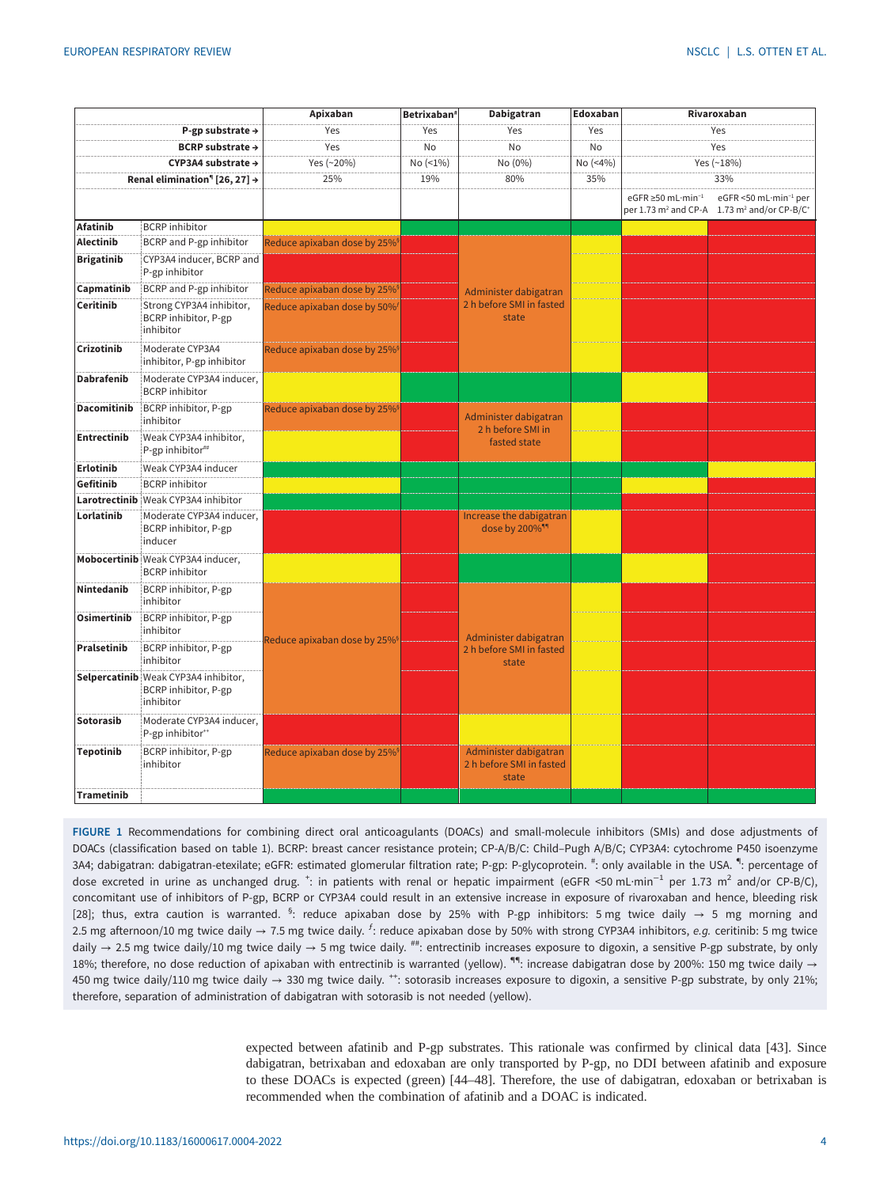| | | Apixaban | Betrixaban[#] | Dabigatran | Edoxaban | Rivaroxaban | |
|---|---|---|---|---|---|---|---|
| | P-gp substrate → | Yes | Yes | Yes | Yes | Yes | |
| | BCRP substrate → | Yes | No | No | No | Yes | |
| | CYP3A4 substrate → | Yes (~20%) | No (<1%) | No (0%) | No (<4%) | Yes (~18%) | |
| | Renal elimination[¶] [26, 27] → | 25% | 19% | 80% | 35% | 33% | |
| | | | | | | eGFR ≥50 mL·min⁻¹ per 1.73 m² and CP-A | eGFR <50 mL·min⁻¹ per 1.73 m² and/or CP-B/C[+] |
| **Afatinib** | BCRP inhibitor | (yellow) | (green) | (green) | (green) | (yellow) | (red) |
| **Alectinib** | BCRP and P-gp inhibitor | Reduce apixaban dose by 25%[§] (orange) | (red) | Administer dabigatran 2 h before SMI in fasted state (orange) | (yellow) | (red) | (red) |
| **Brigatinib** | CYP3A4 inducer, BCRP and P-gp inhibitor | (red) | (red) | Administer dabigatran 2 h before SMI in fasted state (orange) | (yellow) | (red) | (red) |
| **Capmatinib** | BCRP and P-gp inhibitor | Reduce apixaban dose by 25%[§] (orange) | (red) | Administer dabigatran 2 h before SMI in fasted state (orange) | (yellow) | (red) | (red) |
| **Ceritinib** | Strong CYP3A4 inhibitor, BCRP inhibitor, P-gp inhibitor | Reduce apixaban dose by 50%[ƒ] (orange) | (red) | Administer dabigatran 2 h before SMI in fasted state (orange) | (yellow) | (red) | (red) |
| **Crizotinib** | Moderate CYP3A4 inhibitor, P-gp inhibitor | Reduce apixaban dose by 25%[§] (orange) | (red) | Administer dabigatran 2 h before SMI in fasted state (orange) | (yellow) | (red) | (red) |
| **Dabrafenib** | Moderate CYP3A4 inducer, BCRP inhibitor | (yellow) | (green) | (green) | (green) | (yellow) | (red) |
| **Dacomitinib** | BCRP inhibitor, P-gp inhibitor | Reduce apixaban dose by 25%[§] (orange) | (red) | Administer dabigatran 2 h before SMI in fasted state (orange) | (yellow) | (red) | (red) |
| **Entrectinib** | Weak CYP3A4 inhibitor, P-gp inhibitor[##] | (yellow) | (red) | Administer dabigatran 2 h before SMI in fasted state (orange) | (yellow) | (red) | (red) |
| **Erlotinib** | Weak CYP3A4 inducer | (green) | (green) | (green) | (green) | (green) | (yellow) |
| **Gefitinib** | BCRP inhibitor | (yellow) | (green) | (green) | (green) | (yellow) | (red) |
| **Larotrectinib** | Weak CYP3A4 inhibitor | (green) | (green) | (green) | (green) | (red) | (red) |
| **Lorlatinib** | Moderate CYP3A4 inducer, BCRP inhibitor, P-gp inducer | (red) | (red) | Increase the dabigatran dose by 200%[¶¶] (orange) | (yellow) | (red) | (red) |
| **Mobocertinib** | Weak CYP3A4 inducer, BCRP inhibitor | (yellow) | (red) | (green) | (green) | (red) | (red) |
| **Nintedanib** | BCRP inhibitor, P-gp inhibitor | Reduce apixaban dose by 25%[§] (orange) | (red) | Administer dabigatran 2 h before SMI in fasted state (orange) | (yellow) | (red) | (red) |
| **Osimertinib** | BCRP inhibitor, P-gp inhibitor | Reduce apixaban dose by 25%[§] (orange) | (red) | Administer dabigatran 2 h before SMI in fasted state (orange) | (yellow) | (red) | (red) |
| **Pralsetinib** | BCRP inhibitor, P-gp inhibitor | Reduce apixaban dose by 25%[§] (orange) | (red) | Administer dabigatran 2 h before SMI in fasted state (orange) | (yellow) | (red) | (red) |
| **Selpercatinib** | Weak CYP3A4 inhibitor, BCRP inhibitor, P-gp inhibitor | Reduce apixaban dose by 25%[§] (orange) | (red) | Administer dabigatran 2 h before SMI in fasted state (orange) | (yellow) | (red) | (red) |
| **Sotorasib** | Moderate CYP3A4 inducer, P-gp inhibitor[++] | (red) | (red) | (yellow) | (yellow) | (red) | (red) |
| **Tepotinib** | BCRP inhibitor, P-gp inhibitor | Reduce apixaban dose by 25%[§] (orange) | (red) | Administer dabigatran 2 h before SMI in fasted state (orange) | (yellow) | (red) | (red) |
| **Trametinib** | | (green) | (green) | (green) | (green) | (green) | (green) |

**FIGURE 1** Recommendations for combining direct oral anticoagulants (DOACs) and small-molecule inhibitors (SMIs) and dose adjustments of DOACs (classification based on table 1). BCRP: breast cancer resistance protein; CP-A/B/C: Child–Pugh A/B/C; CYP3A4: cytochrome P450 isoenzyme 3A4; dabigatran: dabigatran-etexilate; eGFR: estimated glomerular filtration rate; P-gp: P-glycoprotein. [#]: only available in the USA. [¶]: percentage of dose excreted in urine as unchanged drug. [+]: in patients with renal or hepatic impairment (eGFR <50 mL·min⁻¹ per 1.73 m² and/or CP-B/C), concomitant use of inhibitors of P-gp, BCRP or CYP3A4 could result in an extensive increase in exposure of rivaroxaban and hence, bleeding risk [28]; thus, extra caution is warranted. [§]: reduce apixaban dose by 25% with P-gp inhibitors: 5 mg twice daily → 5 mg morning and 2.5 mg afternoon/10 mg twice daily → 7.5 mg twice daily. [ƒ]: reduce apixaban dose by 50% with strong CYP3A4 inhibitors, *e.g.* ceritinib: 5 mg twice daily → 2.5 mg twice daily/10 mg twice daily → 5 mg twice daily. [##]: entrectinib increases exposure to digoxin, a sensitive P-gp substrate, by only 18%; therefore, no dose reduction of apixaban with entrectinib is warranted (yellow). [¶¶]: increase dabigatran dose by 200%: 150 mg twice daily → 450 mg twice daily/110 mg twice daily → 330 mg twice daily. [++]: sotorasib increases exposure to digoxin, a sensitive P-gp substrate, by only 21%; therefore, separation of administration of dabigatran with sotorasib is not needed (yellow).

expected between afatinib and P-gp substrates. This rationale was confirmed by clinical data [43]. Since dabigatran, betrixaban and edoxaban are only transported by P-gp, no DDI between afatinib and exposure to these DOACs is expected (green) [44–48]. Therefore, the use of dabigatran, edoxaban or betrixaban is recommended when the combination of afatinib and a DOAC is indicated.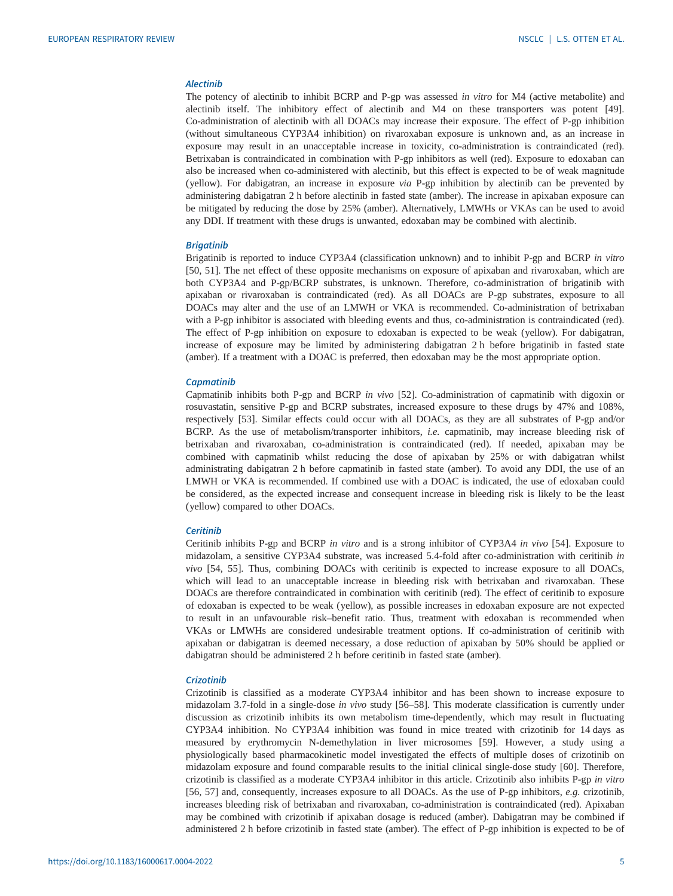### *Alectinib*

The potency of alectinib to inhibit BCRP and P-gp was assessed *in vitro* for M4 (active metabolite) and alectinib itself. The inhibitory effect of alectinib and M4 on these transporters was potent [49]. Co-administration of alectinib with all DOACs may increase their exposure. The effect of P-gp inhibition (without simultaneous CYP3A4 inhibition) on rivaroxaban exposure is unknown and, as an increase in exposure may result in an unacceptable increase in toxicity, co-administration is contraindicated (red). Betrixaban is contraindicated in combination with P-gp inhibitors as well (red). Exposure to edoxaban can also be increased when co-administered with alectinib, but this effect is expected to be of weak magnitude (yellow). For dabigatran, an increase in exposure *via* P-gp inhibition by alectinib can be prevented by administering dabigatran 2 h before alectinib in fasted state (amber). The increase in apixaban exposure can be mitigated by reducing the dose by 25% (amber). Alternatively, LMWHs or VKAs can be used to avoid any DDI. If treatment with these drugs is unwanted, edoxaban may be combined with alectinib.

### *Brigatinib*

Brigatinib is reported to induce CYP3A4 (classification unknown) and to inhibit P-gp and BCRP *in vitro* [50, 51]. The net effect of these opposite mechanisms on exposure of apixaban and rivaroxaban, which are both CYP3A4 and P-gp/BCRP substrates, is unknown. Therefore, co-administration of brigatinib with apixaban or rivaroxaban is contraindicated (red). As all DOACs are P-gp substrates, exposure to all DOACs may alter and the use of an LMWH or VKA is recommended. Co-administration of betrixaban with a P-gp inhibitor is associated with bleeding events and thus, co-administration is contraindicated (red). The effect of P-gp inhibition on exposure to edoxaban is expected to be weak (yellow). For dabigatran, increase of exposure may be limited by administering dabigatran 2 h before brigatinib in fasted state (amber). If a treatment with a DOAC is preferred, then edoxaban may be the most appropriate option.

### *Capmatinib*

Capmatinib inhibits both P-gp and BCRP *in vivo* [52]. Co-administration of capmatinib with digoxin or rosuvastatin, sensitive P-gp and BCRP substrates, increased exposure to these drugs by 47% and 108%, respectively [53]. Similar effects could occur with all DOACs, as they are all substrates of P-gp and/or BCRP. As the use of metabolism/transporter inhibitors, *i.e.* capmatinib, may increase bleeding risk of betrixaban and rivaroxaban, co-administration is contraindicated (red). If needed, apixaban may be combined with capmatinib whilst reducing the dose of apixaban by 25% or with dabigatran whilst administrating dabigatran 2 h before capmatinib in fasted state (amber). To avoid any DDI, the use of an LMWH or VKA is recommended. If combined use with a DOAC is indicated, the use of edoxaban could be considered, as the expected increase and consequent increase in bleeding risk is likely to be the least (yellow) compared to other DOACs.

### *Ceritinib*

Ceritinib inhibits P-gp and BCRP *in vitro* and is a strong inhibitor of CYP3A4 *in vivo* [54]. Exposure to midazolam, a sensitive CYP3A4 substrate, was increased 5.4-fold after co-administration with ceritinib *in vivo* [54, 55]. Thus, combining DOACs with ceritinib is expected to increase exposure to all DOACs, which will lead to an unacceptable increase in bleeding risk with betrixaban and rivaroxaban. These DOACs are therefore contraindicated in combination with ceritinib (red). The effect of ceritinib to exposure of edoxaban is expected to be weak (yellow), as possible increases in edoxaban exposure are not expected to result in an unfavourable risk–benefit ratio. Thus, treatment with edoxaban is recommended when VKAs or LMWHs are considered undesirable treatment options. If co-administration of ceritinib with apixaban or dabigatran is deemed necessary, a dose reduction of apixaban by 50% should be applied or dabigatran should be administered 2 h before ceritinib in fasted state (amber).

### *Crizotinib*

Crizotinib is classified as a moderate CYP3A4 inhibitor and has been shown to increase exposure to midazolam 3.7-fold in a single-dose *in vivo* study [56–58]. This moderate classification is currently under discussion as crizotinib inhibits its own metabolism time-dependently, which may result in fluctuating CYP3A4 inhibition. No CYP3A4 inhibition was found in mice treated with crizotinib for 14 days as measured by erythromycin N-demethylation in liver microsomes [59]. However, a study using a physiologically based pharmacokinetic model investigated the effects of multiple doses of crizotinib on midazolam exposure and found comparable results to the initial clinical single-dose study [60]. Therefore, crizotinib is classified as a moderate CYP3A4 inhibitor in this article. Crizotinib also inhibits P-gp *in vitro* [56, 57] and, consequently, increases exposure to all DOACs. As the use of P-gp inhibitors, *e.g.* crizotinib, increases bleeding risk of betrixaban and rivaroxaban, co-administration is contraindicated (red). Apixaban may be combined with crizotinib if apixaban dosage is reduced (amber). Dabigatran may be combined if administered 2 h before crizotinib in fasted state (amber). The effect of P-gp inhibition is expected to be of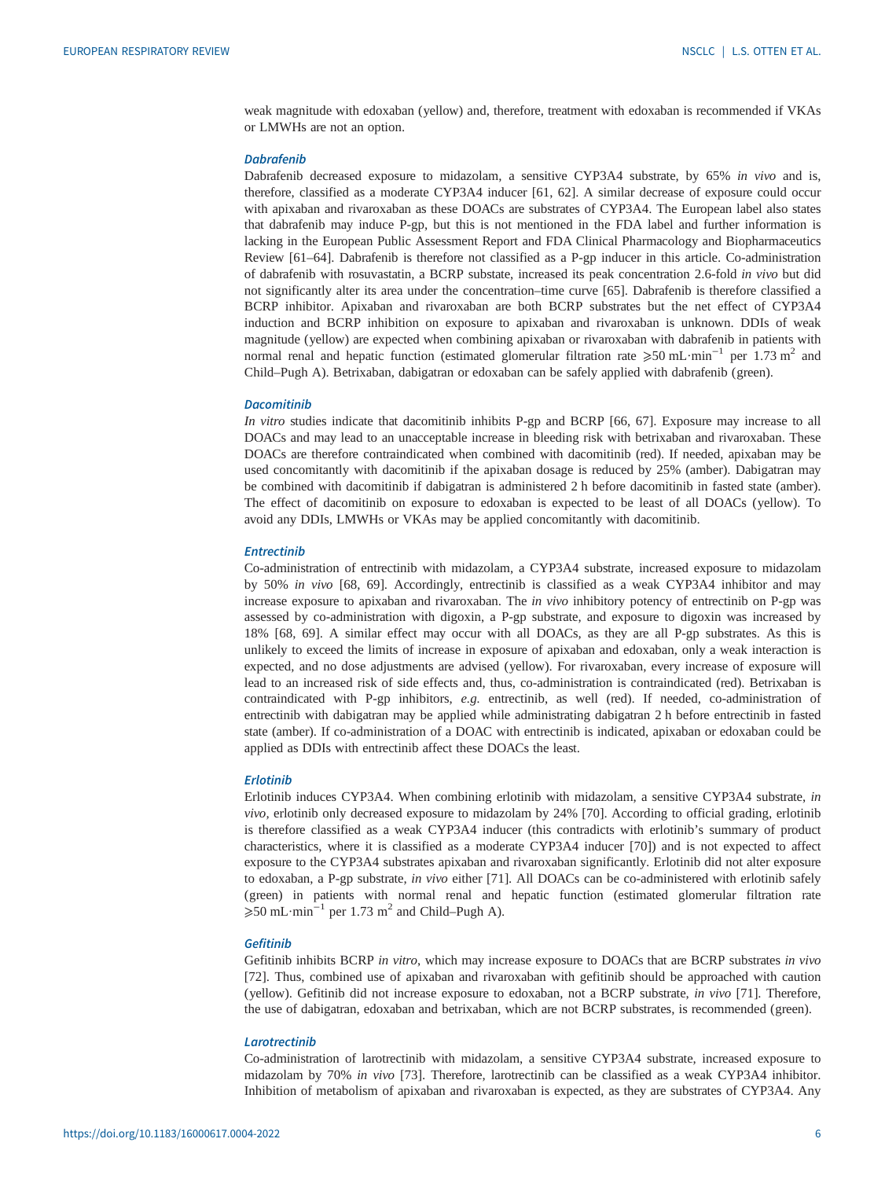weak magnitude with edoxaban (yellow) and, therefore, treatment with edoxaban is recommended if VKAs or LMWHs are not an option.

### *Dabrafenib*

Dabrafenib decreased exposure to midazolam, a sensitive CYP3A4 substrate, by 65% *in vivo* and is, therefore, classified as a moderate CYP3A4 inducer [61, 62]. A similar decrease of exposure could occur with apixaban and rivaroxaban as these DOACs are substrates of CYP3A4. The European label also states that dabrafenib may induce P-gp, but this is not mentioned in the FDA label and further information is lacking in the European Public Assessment Report and FDA Clinical Pharmacology and Biopharmaceutics Review [61–64]. Dabrafenib is therefore not classified as a P-gp inducer in this article. Co-administration of dabrafenib with rosuvastatin, a BCRP substate, increased its peak concentration 2.6-fold *in vivo* but did not significantly alter its area under the concentration–time curve [65]. Dabrafenib is therefore classified a BCRP inhibitor. Apixaban and rivaroxaban are both BCRP substrates but the net effect of CYP3A4 induction and BCRP inhibition on exposure to apixaban and rivaroxaban is unknown. DDIs of weak magnitude (yellow) are expected when combining apixaban or rivaroxaban with dabrafenib in patients with normal renal and hepatic function (estimated glomerular filtration rate $\geqslant$50 $mL \cdot min^{-1}$ per 1.73 $m^2$ and Child–Pugh A). Betrixaban, dabigatran or edoxaban can be safely applied with dabrafenib (green).

### *Dacomitinib*

*In vitro* studies indicate that dacomitinib inhibits P-gp and BCRP [66, 67]. Exposure may increase to all DOACs and may lead to an unacceptable increase in bleeding risk with betrixaban and rivaroxaban. These DOACs are therefore contraindicated when combined with dacomitinib (red). If needed, apixaban may be used concomitantly with dacomitinib if the apixaban dosage is reduced by 25% (amber). Dabigatran may be combined with dacomitinib if dabigatran is administered 2 h before dacomitinib in fasted state (amber). The effect of dacomitinib on exposure to edoxaban is expected to be least of all DOACs (yellow). To avoid any DDIs, LMWHs or VKAs may be applied concomitantly with dacomitinib.

### *Entrectinib*

Co-administration of entrectinib with midazolam, a CYP3A4 substrate, increased exposure to midazolam by 50% *in vivo* [68, 69]. Accordingly, entrectinib is classified as a weak CYP3A4 inhibitor and may increase exposure to apixaban and rivaroxaban. The *in vivo* inhibitory potency of entrectinib on P-gp was assessed by co-administration with digoxin, a P-gp substrate, and exposure to digoxin was increased by 18% [68, 69]. A similar effect may occur with all DOACs, as they are all P-gp substrates. As this is unlikely to exceed the limits of increase in exposure of apixaban and edoxaban, only a weak interaction is expected, and no dose adjustments are advised (yellow). For rivaroxaban, every increase of exposure will lead to an increased risk of side effects and, thus, co-administration is contraindicated (red). Betrixaban is contraindicated with P-gp inhibitors, *e.g.* entrectinib, as well (red). If needed, co-administration of entrectinib with dabigatran may be applied while administrating dabigatran 2 h before entrectinib in fasted state (amber). If co-administration of a DOAC with entrectinib is indicated, apixaban or edoxaban could be applied as DDIs with entrectinib affect these DOACs the least.

### *Erlotinib*

Erlotinib induces CYP3A4. When combining erlotinib with midazolam, a sensitive CYP3A4 substrate, *in vivo*, erlotinib only decreased exposure to midazolam by 24% [70]. According to official grading, erlotinib is therefore classified as a weak CYP3A4 inducer (this contradicts with erlotinib's summary of product characteristics, where it is classified as a moderate CYP3A4 inducer [70]) and is not expected to affect exposure to the CYP3A4 substrates apixaban and rivaroxaban significantly. Erlotinib did not alter exposure to edoxaban, a P-gp substrate, *in vivo* either [71]. All DOACs can be co-administered with erlotinib safely (green) in patients with normal renal and hepatic function (estimated glomerular filtration rate $\geqslant$50 $mL \cdot min^{-1}$ per 1.73 $m^2$ and Child–Pugh A).

### *Gefitinib*

Gefitinib inhibits BCRP *in vitro*, which may increase exposure to DOACs that are BCRP substrates *in vivo* [72]. Thus, combined use of apixaban and rivaroxaban with gefitinib should be approached with caution (yellow). Gefitinib did not increase exposure to edoxaban, not a BCRP substrate, *in vivo* [71]. Therefore, the use of dabigatran, edoxaban and betrixaban, which are not BCRP substrates, is recommended (green).

### *Larotrectinib*

Co-administration of larotrectinib with midazolam, a sensitive CYP3A4 substrate, increased exposure to midazolam by 70% *in vivo* [73]. Therefore, larotrectinib can be classified as a weak CYP3A4 inhibitor. Inhibition of metabolism of apixaban and rivaroxaban is expected, as they are substrates of CYP3A4. Any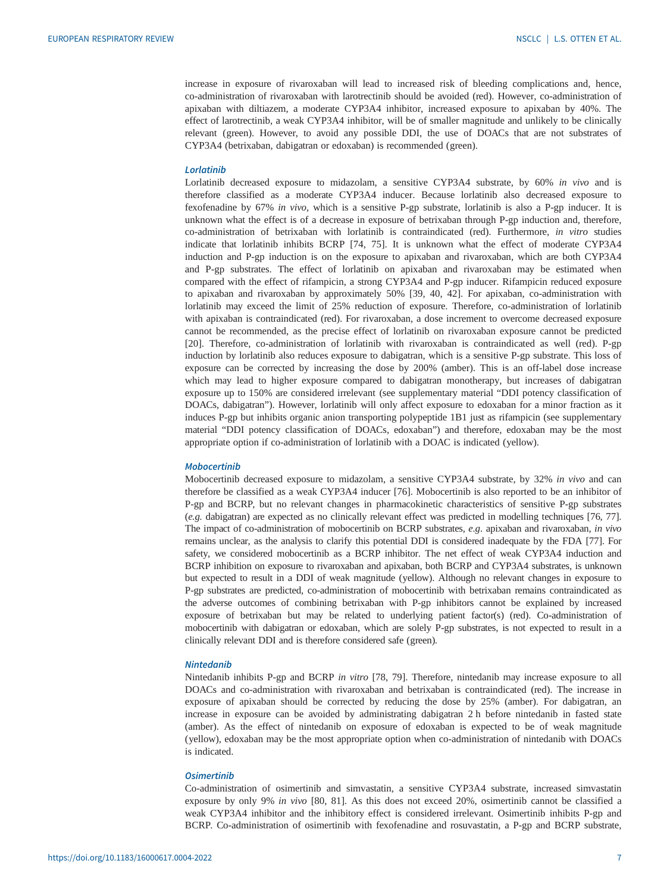increase in exposure of rivaroxaban will lead to increased risk of bleeding complications and, hence, co-administration of rivaroxaban with larotrectinib should be avoided (red). However, co-administration of apixaban with diltiazem, a moderate CYP3A4 inhibitor, increased exposure to apixaban by 40%. The effect of larotrectinib, a weak CYP3A4 inhibitor, will be of smaller magnitude and unlikely to be clinically relevant (green). However, to avoid any possible DDI, the use of DOACs that are not substrates of CYP3A4 (betrixaban, dabigatran or edoxaban) is recommended (green).

### *Lorlatinib*

Lorlatinib decreased exposure to midazolam, a sensitive CYP3A4 substrate, by 60% *in vivo* and is therefore classified as a moderate CYP3A4 inducer. Because lorlatinib also decreased exposure to fexofenadine by 67% *in vivo*, which is a sensitive P-gp substrate, lorlatinib is also a P-gp inducer. It is unknown what the effect is of a decrease in exposure of betrixaban through P-gp induction and, therefore, co-administration of betrixaban with lorlatinib is contraindicated (red). Furthermore, *in vitro* studies indicate that lorlatinib inhibits BCRP [74, 75]. It is unknown what the effect of moderate CYP3A4 induction and P-gp induction is on the exposure to apixaban and rivaroxaban, which are both CYP3A4 and P-gp substrates. The effect of lorlatinib on apixaban and rivaroxaban may be estimated when compared with the effect of rifampicin, a strong CYP3A4 and P-gp inducer. Rifampicin reduced exposure to apixaban and rivaroxaban by approximately 50% [39, 40, 42]. For apixaban, co-administration with lorlatinib may exceed the limit of 25% reduction of exposure. Therefore, co-administration of lorlatinib with apixaban is contraindicated (red). For rivaroxaban, a dose increment to overcome decreased exposure cannot be recommended, as the precise effect of lorlatinib on rivaroxaban exposure cannot be predicted [20]. Therefore, co-administration of lorlatinib with rivaroxaban is contraindicated as well (red). P-gp induction by lorlatinib also reduces exposure to dabigatran, which is a sensitive P-gp substrate. This loss of exposure can be corrected by increasing the dose by 200% (amber). This is an off-label dose increase which may lead to higher exposure compared to dabigatran monotherapy, but increases of dabigatran exposure up to 150% are considered irrelevant (see supplementary material "DDI potency classification of DOACs, dabigatran"). However, lorlatinib will only affect exposure to edoxaban for a minor fraction as it induces P-gp but inhibits organic anion transporting polypeptide 1B1 just as rifampicin (see supplementary material "DDI potency classification of DOACs, edoxaban") and therefore, edoxaban may be the most appropriate option if co-administration of lorlatinib with a DOAC is indicated (yellow).

### *Mobocertinib*

Mobocertinib decreased exposure to midazolam, a sensitive CYP3A4 substrate, by 32% *in vivo* and can therefore be classified as a weak CYP3A4 inducer [76]. Mobocertinib is also reported to be an inhibitor of P-gp and BCRP, but no relevant changes in pharmacokinetic characteristics of sensitive P-gp substrates (*e.g.* dabigatran) are expected as no clinically relevant effect was predicted in modelling techniques [76, 77]. The impact of co-administration of mobocertinib on BCRP substrates, *e.g.* apixaban and rivaroxaban, *in vivo* remains unclear, as the analysis to clarify this potential DDI is considered inadequate by the FDA [77]. For safety, we considered mobocertinib as a BCRP inhibitor. The net effect of weak CYP3A4 induction and BCRP inhibition on exposure to rivaroxaban and apixaban, both BCRP and CYP3A4 substrates, is unknown but expected to result in a DDI of weak magnitude (yellow). Although no relevant changes in exposure to P-gp substrates are predicted, co-administration of mobocertinib with betrixaban remains contraindicated as the adverse outcomes of combining betrixaban with P-gp inhibitors cannot be explained by increased exposure of betrixaban but may be related to underlying patient factor(s) (red). Co-administration of mobocertinib with dabigatran or edoxaban, which are solely P-gp substrates, is not expected to result in a clinically relevant DDI and is therefore considered safe (green).

### *Nintedanib*

Nintedanib inhibits P-gp and BCRP *in vitro* [78, 79]. Therefore, nintedanib may increase exposure to all DOACs and co-administration with rivaroxaban and betrixaban is contraindicated (red). The increase in exposure of apixaban should be corrected by reducing the dose by 25% (amber). For dabigatran, an increase in exposure can be avoided by administrating dabigatran 2 h before nintedanib in fasted state (amber). As the effect of nintedanib on exposure of edoxaban is expected to be of weak magnitude (yellow), edoxaban may be the most appropriate option when co-administration of nintedanib with DOACs is indicated.

### *Osimertinib*

Co-administration of osimertinib and simvastatin, a sensitive CYP3A4 substrate, increased simvastatin exposure by only 9% *in vivo* [80, 81]. As this does not exceed 20%, osimertinib cannot be classified a weak CYP3A4 inhibitor and the inhibitory effect is considered irrelevant. Osimertinib inhibits P-gp and BCRP. Co-administration of osimertinib with fexofenadine and rosuvastatin, a P-gp and BCRP substrate,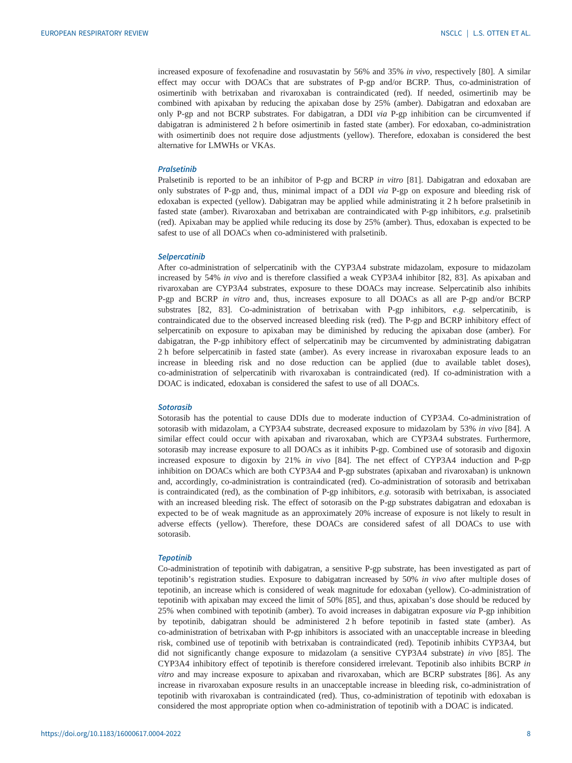increased exposure of fexofenadine and rosuvastatin by 56% and 35% *in vivo*, respectively [80]. A similar effect may occur with DOACs that are substrates of P-gp and/or BCRP. Thus, co-administration of osimertinib with betrixaban and rivaroxaban is contraindicated (red). If needed, osimertinib may be combined with apixaban by reducing the apixaban dose by 25% (amber). Dabigatran and edoxaban are only P-gp and not BCRP substrates. For dabigatran, a DDI *via* P-gp inhibition can be circumvented if dabigatran is administered 2 h before osimertinib in fasted state (amber). For edoxaban, co-administration with osimertinib does not require dose adjustments (yellow). Therefore, edoxaban is considered the best alternative for LMWHs or VKAs.

### *Pralsetinib*

Pralsetinib is reported to be an inhibitor of P-gp and BCRP *in vitro* [81]. Dabigatran and edoxaban are only substrates of P-gp and, thus, minimal impact of a DDI *via* P-gp on exposure and bleeding risk of edoxaban is expected (yellow). Dabigatran may be applied while administrating it 2 h before pralsetinib in fasted state (amber). Rivaroxaban and betrixaban are contraindicated with P-gp inhibitors, *e.g.* pralsetinib (red). Apixaban may be applied while reducing its dose by 25% (amber). Thus, edoxaban is expected to be safest to use of all DOACs when co-administered with pralsetinib.

### *Selpercatinib*

After co-administration of selpercatinib with the CYP3A4 substrate midazolam, exposure to midazolam increased by 54% *in vivo* and is therefore classified a weak CYP3A4 inhibitor [82, 83]. As apixaban and rivaroxaban are CYP3A4 substrates, exposure to these DOACs may increase. Selpercatinib also inhibits P-gp and BCRP *in vitro* and, thus, increases exposure to all DOACs as all are P-gp and/or BCRP substrates [82, 83]. Co-administration of betrixaban with P-gp inhibitors, *e.g.* selpercatinib, is contraindicated due to the observed increased bleeding risk (red). The P-gp and BCRP inhibitory effect of selpercatinib on exposure to apixaban may be diminished by reducing the apixaban dose (amber). For dabigatran, the P-gp inhibitory effect of selpercatinib may be circumvented by administrating dabigatran 2 h before selpercatinib in fasted state (amber). As every increase in rivaroxaban exposure leads to an increase in bleeding risk and no dose reduction can be applied (due to available tablet doses), co-administration of selpercatinib with rivaroxaban is contraindicated (red). If co-administration with a DOAC is indicated, edoxaban is considered the safest to use of all DOACs.

### *Sotorasib*

Sotorasib has the potential to cause DDIs due to moderate induction of CYP3A4. Co-administration of sotorasib with midazolam, a CYP3A4 substrate, decreased exposure to midazolam by 53% *in vivo* [84]. A similar effect could occur with apixaban and rivaroxaban, which are CYP3A4 substrates. Furthermore, sotorasib may increase exposure to all DOACs as it inhibits P-gp. Combined use of sotorasib and digoxin increased exposure to digoxin by 21% *in vivo* [84]. The net effect of CYP3A4 induction and P-gp inhibition on DOACs which are both CYP3A4 and P-gp substrates (apixaban and rivaroxaban) is unknown and, accordingly, co-administration is contraindicated (red). Co-administration of sotorasib and betrixaban is contraindicated (red), as the combination of P-gp inhibitors, *e.g.* sotorasib with betrixaban, is associated with an increased bleeding risk. The effect of sotorasib on the P-gp substrates dabigatran and edoxaban is expected to be of weak magnitude as an approximately 20% increase of exposure is not likely to result in adverse effects (yellow). Therefore, these DOACs are considered safest of all DOACs to use with sotorasib.

### *Tepotinib*

Co-administration of tepotinib with dabigatran, a sensitive P-gp substrate, has been investigated as part of tepotinib's registration studies. Exposure to dabigatran increased by 50% *in vivo* after multiple doses of tepotinib, an increase which is considered of weak magnitude for edoxaban (yellow). Co-administration of tepotinib with apixaban may exceed the limit of 50% [85], and thus, apixaban's dose should be reduced by 25% when combined with tepotinib (amber). To avoid increases in dabigatran exposure *via* P-gp inhibition by tepotinib, dabigatran should be administered 2 h before tepotinib in fasted state (amber). As co-administration of betrixaban with P-gp inhibitors is associated with an unacceptable increase in bleeding risk, combined use of tepotinib with betrixaban is contraindicated (red). Tepotinib inhibits CYP3A4, but did not significantly change exposure to midazolam (a sensitive CYP3A4 substrate) *in vivo* [85]. The CYP3A4 inhibitory effect of tepotinib is therefore considered irrelevant. Tepotinib also inhibits BCRP *in vitro* and may increase exposure to apixaban and rivaroxaban, which are BCRP substrates [86]. As any increase in rivaroxaban exposure results in an unacceptable increase in bleeding risk, co-administration of tepotinib with rivaroxaban is contraindicated (red). Thus, co-administration of tepotinib with edoxaban is considered the most appropriate option when co-administration of tepotinib with a DOAC is indicated.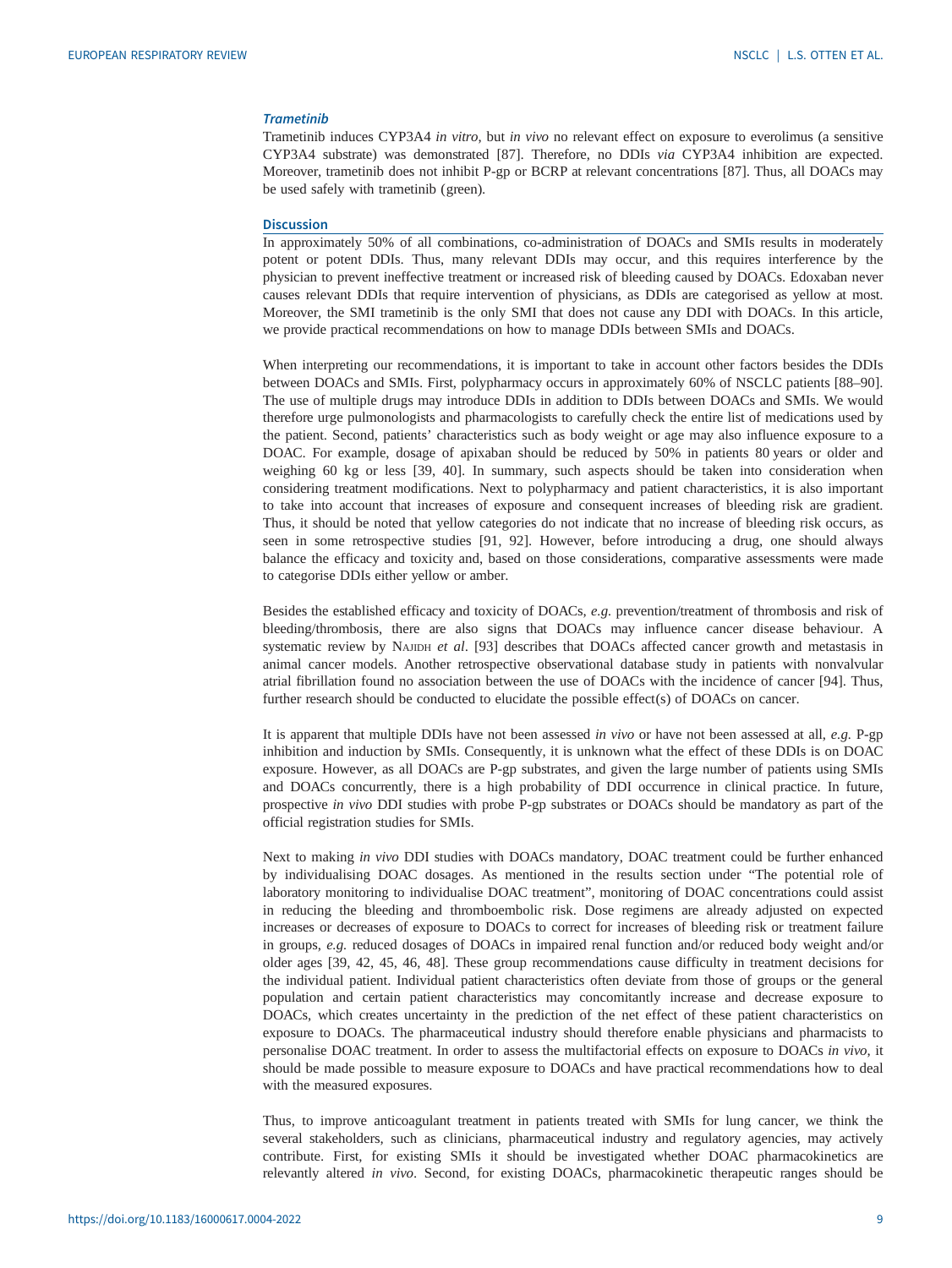### *Trametinib*

Trametinib induces CYP3A4 *in vitro*, but *in vivo* no relevant effect on exposure to everolimus (a sensitive CYP3A4 substrate) was demonstrated [87]. Therefore, no DDIs *via* CYP3A4 inhibition are expected. Moreover, trametinib does not inhibit P-gp or BCRP at relevant concentrations [87]. Thus, all DOACs may be used safely with trametinib (green).

## Discussion

In approximately 50% of all combinations, co-administration of DOACs and SMIs results in moderately potent or potent DDIs. Thus, many relevant DDIs may occur, and this requires interference by the physician to prevent ineffective treatment or increased risk of bleeding caused by DOACs. Edoxaban never causes relevant DDIs that require intervention of physicians, as DDIs are categorised as yellow at most. Moreover, the SMI trametinib is the only SMI that does not cause any DDI with DOACs. In this article, we provide practical recommendations on how to manage DDIs between SMIs and DOACs.

When interpreting our recommendations, it is important to take in account other factors besides the DDIs between DOACs and SMIs. First, polypharmacy occurs in approximately 60% of NSCLC patients [88–90]. The use of multiple drugs may introduce DDIs in addition to DDIs between DOACs and SMIs. We would therefore urge pulmonologists and pharmacologists to carefully check the entire list of medications used by the patient. Second, patients' characteristics such as body weight or age may also influence exposure to a DOAC. For example, dosage of apixaban should be reduced by 50% in patients 80 years or older and weighing 60 kg or less [39, 40]. In summary, such aspects should be taken into consideration when considering treatment modifications. Next to polypharmacy and patient characteristics, it is also important to take into account that increases of exposure and consequent increases of bleeding risk are gradient. Thus, it should be noted that yellow categories do not indicate that no increase of bleeding risk occurs, as seen in some retrospective studies [91, 92]. However, before introducing a drug, one should always balance the efficacy and toxicity and, based on those considerations, comparative assessments were made to categorise DDIs either yellow or amber.

Besides the established efficacy and toxicity of DOACs, *e.g.* prevention/treatment of thrombosis and risk of bleeding/thrombosis, there are also signs that DOACs may influence cancer disease behaviour. A systematic review by Najidh *et al*. [93] describes that DOACs affected cancer growth and metastasis in animal cancer models. Another retrospective observational database study in patients with nonvalvular atrial fibrillation found no association between the use of DOACs with the incidence of cancer [94]. Thus, further research should be conducted to elucidate the possible effect(s) of DOACs on cancer.

It is apparent that multiple DDIs have not been assessed *in vivo* or have not been assessed at all, *e.g.* P-gp inhibition and induction by SMIs. Consequently, it is unknown what the effect of these DDIs is on DOAC exposure. However, as all DOACs are P-gp substrates, and given the large number of patients using SMIs and DOACs concurrently, there is a high probability of DDI occurrence in clinical practice. In future, prospective *in vivo* DDI studies with probe P-gp substrates or DOACs should be mandatory as part of the official registration studies for SMIs.

Next to making *in vivo* DDI studies with DOACs mandatory, DOAC treatment could be further enhanced by individualising DOAC dosages. As mentioned in the results section under "The potential role of laboratory monitoring to individualise DOAC treatment", monitoring of DOAC concentrations could assist in reducing the bleeding and thromboembolic risk. Dose regimens are already adjusted on expected increases or decreases of exposure to DOACs to correct for increases of bleeding risk or treatment failure in groups, *e.g.* reduced dosages of DOACs in impaired renal function and/or reduced body weight and/or older ages [39, 42, 45, 46, 48]. These group recommendations cause difficulty in treatment decisions for the individual patient. Individual patient characteristics often deviate from those of groups or the general population and certain patient characteristics may concomitantly increase and decrease exposure to DOACs, which creates uncertainty in the prediction of the net effect of these patient characteristics on exposure to DOACs. The pharmaceutical industry should therefore enable physicians and pharmacists to personalise DOAC treatment. In order to assess the multifactorial effects on exposure to DOACs *in vivo*, it should be made possible to measure exposure to DOACs and have practical recommendations how to deal with the measured exposures.

Thus, to improve anticoagulant treatment in patients treated with SMIs for lung cancer, we think the several stakeholders, such as clinicians, pharmaceutical industry and regulatory agencies, may actively contribute. First, for existing SMIs it should be investigated whether DOAC pharmacokinetics are relevantly altered *in vivo*. Second, for existing DOACs, pharmacokinetic therapeutic ranges should be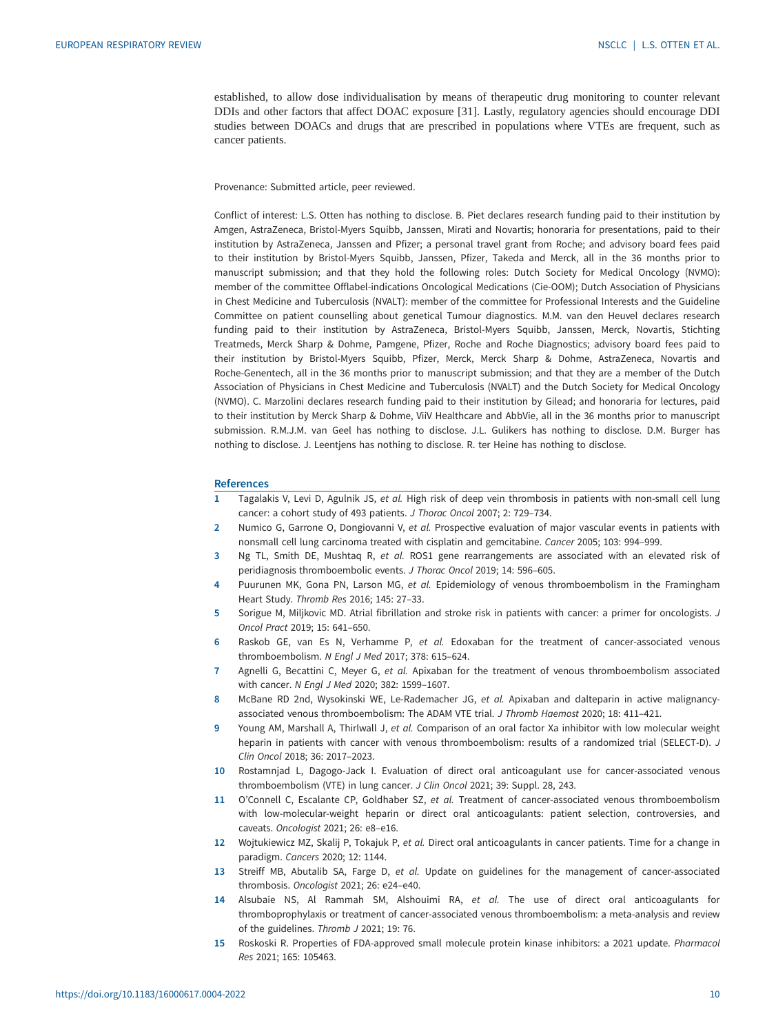established, to allow dose individualisation by means of therapeutic drug monitoring to counter relevant DDIs and other factors that affect DOAC exposure [31]. Lastly, regulatory agencies should encourage DDI studies between DOACs and drugs that are prescribed in populations where VTEs are frequent, such as cancer patients.

Provenance: Submitted article, peer reviewed.

Conflict of interest: L.S. Otten has nothing to disclose. B. Piet declares research funding paid to their institution by Amgen, AstraZeneca, Bristol-Myers Squibb, Janssen, Mirati and Novartis; honoraria for presentations, paid to their institution by AstraZeneca, Janssen and Pfizer; a personal travel grant from Roche; and advisory board fees paid to their institution by Bristol-Myers Squibb, Janssen, Pfizer, Takeda and Merck, all in the 36 months prior to manuscript submission; and that they hold the following roles: Dutch Society for Medical Oncology (NVMO): member of the committee Offlabel-indications Oncological Medications (Cie-OOM); Dutch Association of Physicians in Chest Medicine and Tuberculosis (NVALT): member of the committee for Professional Interests and the Guideline Committee on patient counselling about genetical Tumour diagnostics. M.M. van den Heuvel declares research funding paid to their institution by AstraZeneca, Bristol-Myers Squibb, Janssen, Merck, Novartis, Stichting Treatmeds, Merck Sharp & Dohme, Pamgene, Pfizer, Roche and Roche Diagnostics; advisory board fees paid to their institution by Bristol-Myers Squibb, Pfizer, Merck, Merck Sharp & Dohme, AstraZeneca, Novartis and Roche-Genentech, all in the 36 months prior to manuscript submission; and that they are a member of the Dutch Association of Physicians in Chest Medicine and Tuberculosis (NVALT) and the Dutch Society for Medical Oncology (NVMO). C. Marzolini declares research funding paid to their institution by Gilead; and honoraria for lectures, paid to their institution by Merck Sharp & Dohme, ViiV Healthcare and AbbVie, all in the 36 months prior to manuscript submission. R.M.J.M. van Geel has nothing to disclose. J.L. Gulikers has nothing to disclose. D.M. Burger has nothing to disclose. J. Leentjens has nothing to disclose. R. ter Heine has nothing to disclose.

## References

1. Tagalakis V, Levi D, Agulnik JS, *et al.* High risk of deep vein thrombosis in patients with non-small cell lung cancer: a cohort study of 493 patients. *J Thorac Oncol* 2007; 2: 729–734.
2. Numico G, Garrone O, Dongiovanni V, *et al.* Prospective evaluation of major vascular events in patients with nonsmall cell lung carcinoma treated with cisplatin and gemcitabine. *Cancer* 2005; 103: 994–999.
3. Ng TL, Smith DE, Mushtaq R, *et al.* ROS1 gene rearrangements are associated with an elevated risk of peridiagnosis thromboembolic events. *J Thorac Oncol* 2019; 14: 596–605.
4. Puurunen MK, Gona PN, Larson MG, *et al.* Epidemiology of venous thromboembolism in the Framingham Heart Study. *Thromb Res* 2016; 145: 27–33.
5. Sorigue M, Miljkovic MD. Atrial fibrillation and stroke risk in patients with cancer: a primer for oncologists. *J Oncol Pract* 2019; 15: 641–650.
6. Raskob GE, van Es N, Verhamme P, *et al.* Edoxaban for the treatment of cancer-associated venous thromboembolism. *N Engl J Med* 2017; 378: 615–624.
7. Agnelli G, Becattini C, Meyer G, *et al.* Apixaban for the treatment of venous thromboembolism associated with cancer. *N Engl J Med* 2020; 382: 1599–1607.
8. McBane RD 2nd, Wysokinski WE, Le-Rademacher JG, *et al.* Apixaban and dalteparin in active malignancy-associated venous thromboembolism: The ADAM VTE trial. *J Thromb Haemost* 2020; 18: 411–421.
9. Young AM, Marshall A, Thirlwall J, *et al.* Comparison of an oral factor Xa inhibitor with low molecular weight heparin in patients with cancer with venous thromboembolism: results of a randomized trial (SELECT-D). *J Clin Oncol* 2018; 36: 2017–2023.
10. Rostamnjad L, Dagogo-Jack I. Evaluation of direct oral anticoagulant use for cancer-associated venous thromboembolism (VTE) in lung cancer. *J Clin Oncol* 2021; 39: Suppl. 28, 243.
11. O'Connell C, Escalante CP, Goldhaber SZ, *et al.* Treatment of cancer-associated venous thromboembolism with low-molecular-weight heparin or direct oral anticoagulants: patient selection, controversies, and caveats. *Oncologist* 2021; 26: e8–e16.
12. Wojtukiewicz MZ, Skalij P, Tokajuk P, *et al.* Direct oral anticoagulants in cancer patients. Time for a change in paradigm. *Cancers* 2020; 12: 1144.
13. Streiff MB, Abutalib SA, Farge D, *et al.* Update on guidelines for the management of cancer-associated thrombosis. *Oncologist* 2021; 26: e24–e40.
14. Alsubaie NS, Al Rammah SM, Alshouimi RA, *et al.* The use of direct oral anticoagulants for thromboprophylaxis or treatment of cancer-associated venous thromboembolism: a meta-analysis and review of the guidelines. *Thromb J* 2021; 19: 76.
15. Roskoski R. Properties of FDA-approved small molecule protein kinase inhibitors: a 2021 update. *Pharmacol Res* 2021; 165: 105463.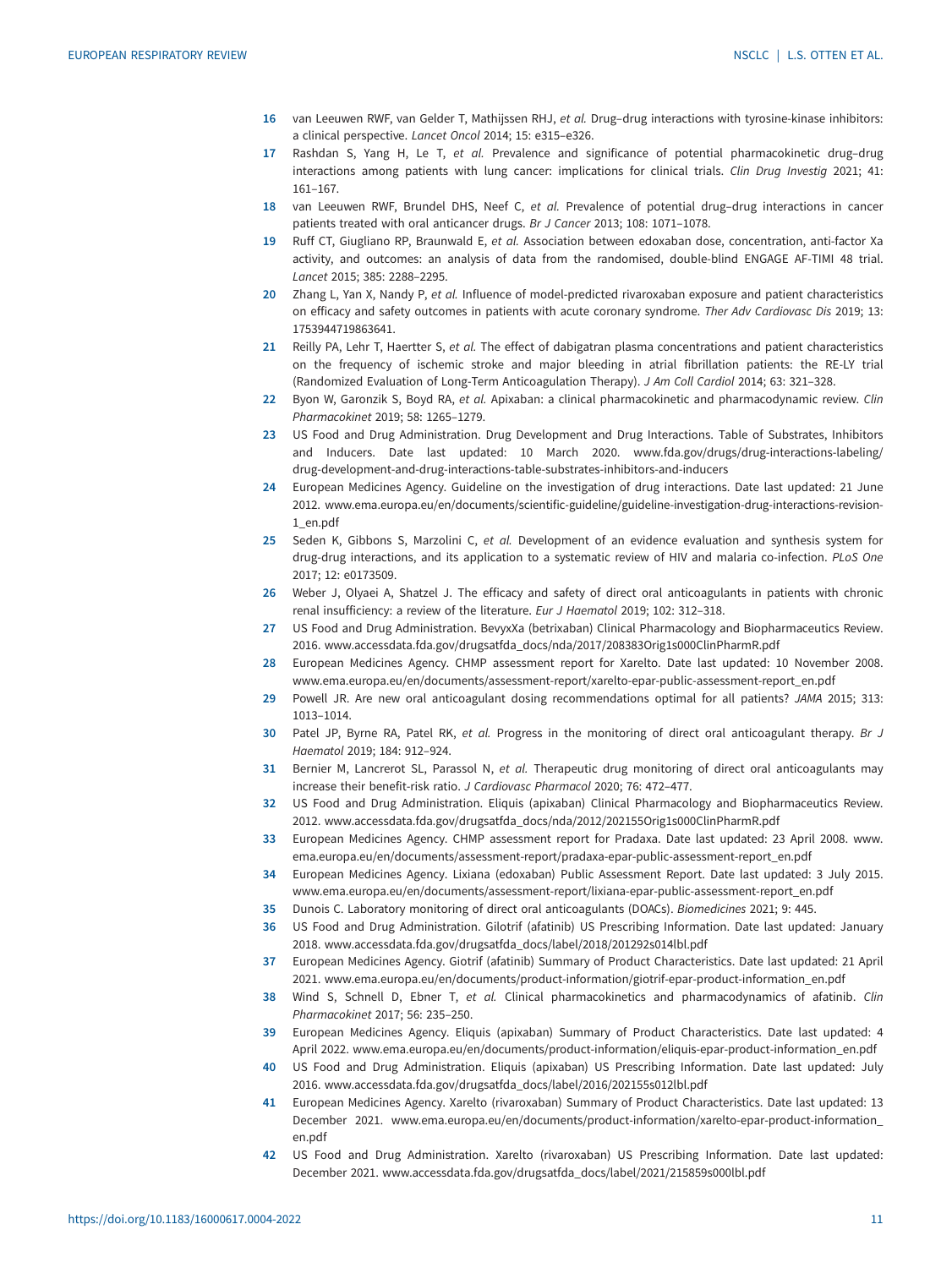16 van Leeuwen RWF, van Gelder T, Mathijssen RHJ, *et al.* Drug–drug interactions with tyrosine-kinase inhibitors: a clinical perspective. *Lancet Oncol* 2014; 15: e315–e326.

17 Rashdan S, Yang H, Le T, *et al.* Prevalence and significance of potential pharmacokinetic drug–drug interactions among patients with lung cancer: implications for clinical trials. *Clin Drug Investig* 2021; 41: 161–167.

18 van Leeuwen RWF, Brundel DHS, Neef C, *et al.* Prevalence of potential drug–drug interactions in cancer patients treated with oral anticancer drugs. *Br J Cancer* 2013; 108: 1071–1078.

19 Ruff CT, Giugliano RP, Braunwald E, *et al.* Association between edoxaban dose, concentration, anti-factor Xa activity, and outcomes: an analysis of data from the randomised, double-blind ENGAGE AF-TIMI 48 trial. *Lancet* 2015; 385: 2288–2295.

20 Zhang L, Yan X, Nandy P, *et al.* Influence of model-predicted rivaroxaban exposure and patient characteristics on efficacy and safety outcomes in patients with acute coronary syndrome. *Ther Adv Cardiovasc Dis* 2019; 13: 1753944719863641.

21 Reilly PA, Lehr T, Haertter S, *et al.* The effect of dabigatran plasma concentrations and patient characteristics on the frequency of ischemic stroke and major bleeding in atrial fibrillation patients: the RE-LY trial (Randomized Evaluation of Long-Term Anticoagulation Therapy). *J Am Coll Cardiol* 2014; 63: 321–328.

22 Byon W, Garonzik S, Boyd RA, *et al.* Apixaban: a clinical pharmacokinetic and pharmacodynamic review. *Clin Pharmacokinet* 2019; 58: 1265–1279.

23 US Food and Drug Administration. Drug Development and Drug Interactions. Table of Substrates, Inhibitors and Inducers. Date last updated: 10 March 2020. www.fda.gov/drugs/drug-interactions-labeling/drug-development-and-drug-interactions-table-substrates-inhibitors-and-inducers

24 European Medicines Agency. Guideline on the investigation of drug interactions. Date last updated: 21 June 2012. www.ema.europa.eu/en/documents/scientific-guideline/guideline-investigation-drug-interactions-revision-1_en.pdf

25 Seden K, Gibbons S, Marzolini C, *et al.* Development of an evidence evaluation and synthesis system for drug-drug interactions, and its application to a systematic review of HIV and malaria co-infection. *PLoS One* 2017; 12: e0173509.

26 Weber J, Olyaei A, Shatzel J. The efficacy and safety of direct oral anticoagulants in patients with chronic renal insufficiency: a review of the literature. *Eur J Haematol* 2019; 102: 312–318.

27 US Food and Drug Administration. BevyxXa (betrixaban) Clinical Pharmacology and Biopharmaceutics Review. 2016. www.accessdata.fda.gov/drugsatfda_docs/nda/2017/208383Orig1s000ClinPharmR.pdf

28 European Medicines Agency. CHMP assessment report for Xarelto. Date last updated: 10 November 2008. www.ema.europa.eu/en/documents/assessment-report/xarelto-epar-public-assessment-report_en.pdf

29 Powell JR. Are new oral anticoagulant dosing recommendations optimal for all patients? *JAMA* 2015; 313: 1013–1014.

30 Patel JP, Byrne RA, Patel RK, *et al.* Progress in the monitoring of direct oral anticoagulant therapy. *Br J Haematol* 2019; 184: 912–924.

31 Bernier M, Lancrerot SL, Parassol N, *et al.* Therapeutic drug monitoring of direct oral anticoagulants may increase their benefit-risk ratio. *J Cardiovasc Pharmacol* 2020; 76: 472–477.

32 US Food and Drug Administration. Eliquis (apixaban) Clinical Pharmacology and Biopharmaceutics Review. 2012. www.accessdata.fda.gov/drugsatfda_docs/nda/2012/202155Orig1s000ClinPharmR.pdf

33 European Medicines Agency. CHMP assessment report for Pradaxa. Date last updated: 23 April 2008. www.ema.europa.eu/en/documents/assessment-report/pradaxa-epar-public-assessment-report_en.pdf

34 European Medicines Agency. Lixiana (edoxaban) Public Assessment Report. Date last updated: 3 July 2015. www.ema.europa.eu/en/documents/assessment-report/lixiana-epar-public-assessment-report_en.pdf

35 Dunois C. Laboratory monitoring of direct oral anticoagulants (DOACs). *Biomedicines* 2021; 9: 445.

36 US Food and Drug Administration. Gilotrif (afatinib) US Prescribing Information. Date last updated: January 2018. www.accessdata.fda.gov/drugsatfda_docs/label/2018/201292s014lbl.pdf

37 European Medicines Agency. Giotrif (afatinib) Summary of Product Characteristics. Date last updated: 21 April 2021. www.ema.europa.eu/en/documents/product-information/giotrif-epar-product-information_en.pdf

38 Wind S, Schnell D, Ebner T, *et al.* Clinical pharmacokinetics and pharmacodynamics of afatinib. *Clin Pharmacokinet* 2017; 56: 235–250.

39 European Medicines Agency. Eliquis (apixaban) Summary of Product Characteristics. Date last updated: 4 April 2022. www.ema.europa.eu/en/documents/product-information/eliquis-epar-product-information_en.pdf

40 US Food and Drug Administration. Eliquis (apixaban) US Prescribing Information. Date last updated: July 2016. www.accessdata.fda.gov/drugsatfda_docs/label/2016/202155s012lbl.pdf

41 European Medicines Agency. Xarelto (rivaroxaban) Summary of Product Characteristics. Date last updated: 13 December 2021. www.ema.europa.eu/en/documents/product-information/xarelto-epar-product-information_en.pdf

42 US Food and Drug Administration. Xarelto (rivaroxaban) US Prescribing Information. Date last updated: December 2021. www.accessdata.fda.gov/drugsatfda_docs/label/2021/215859s000lbl.pdf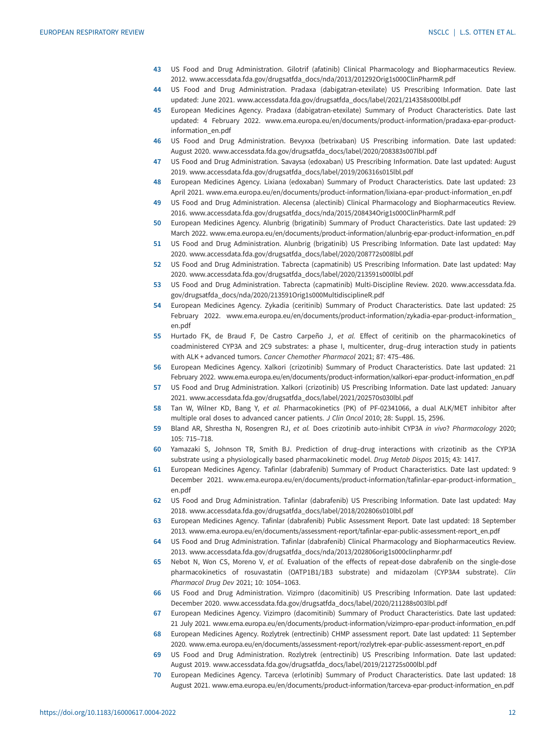43 US Food and Drug Administration. Gilotrif (afatinib) Clinical Pharmacology and Biopharmaceutics Review. 2012. www.accessdata.fda.gov/drugsatfda_docs/nda/2013/201292Orig1s000ClinPharmR.pdf

44 US Food and Drug Administration. Pradaxa (dabigatran-etexilate) US Prescribing Information. Date last updated: June 2021. www.accessdata.fda.gov/drugsatfda_docs/label/2021/214358s000lbl.pdf

45 European Medicines Agency. Pradaxa (dabigatran-etexilate) Summary of Product Characteristics. Date last updated: 4 February 2022. www.ema.europa.eu/en/documents/product-information/pradaxa-epar-product-information_en.pdf

46 US Food and Drug Administration. Bevyxxa (betrixaban) US Prescribing information. Date last updated: August 2020. www.accessdata.fda.gov/drugsatfda_docs/label/2020/208383s007lbl.pdf

47 US Food and Drug Administration. Savaysa (edoxaban) US Prescribing Information. Date last updated: August 2019. www.accessdata.fda.gov/drugsatfda_docs/label/2019/206316s015lbl.pdf

48 European Medicines Agency. Lixiana (edoxaban) Summary of Product Characteristics. Date last updated: 23 April 2021. www.ema.europa.eu/en/documents/product-information/lixiana-epar-product-information_en.pdf

49 US Food and Drug Administration. Alecensa (alectinib) Clinical Pharmacology and Biopharmaceutics Review. 2016. www.accessdata.fda.gov/drugsatfda_docs/nda/2015/208434Orig1s000ClinPharmR.pdf

50 European Medicines Agency. Alunbrig (brigatinib) Summary of Product Characteristics. Date last updated: 29 March 2022. www.ema.europa.eu/en/documents/product-information/alunbrig-epar-product-information_en.pdf

51 US Food and Drug Administration. Alunbrig (brigatinib) US Prescribing Information. Date last updated: May 2020. www.accessdata.fda.gov/drugsatfda_docs/label/2020/208772s008lbl.pdf

52 US Food and Drug Administration. Tabrecta (capmatinib) US Prescribing Information. Date last updated: May 2020. www.accessdata.fda.gov/drugsatfda_docs/label/2020/213591s000lbl.pdf

53 US Food and Drug Administration. Tabrecta (capmatinib) Multi-Discipline Review. 2020. www.accessdata.fda.gov/drugsatfda_docs/nda/2020/213591Orig1s000MultidisciplineR.pdf

54 European Medicines Agency. Zykadia (ceritinib) Summary of Product Characteristics. Date last updated: 25 February 2022. www.ema.europa.eu/en/documents/product-information/zykadia-epar-product-information_en.pdf

55 Hurtado FK, de Braud F, De Castro Carpeño J, *et al.* Effect of ceritinib on the pharmacokinetics of coadministered CYP3A and 2C9 substrates: a phase I, multicenter, drug–drug interaction study in patients with ALK + advanced tumors. *Cancer Chemother Pharmacol* 2021; 87: 475–486.

56 European Medicines Agency. Xalkori (crizotinib) Summary of Product Characteristics. Date last updated: 21 February 2022. www.ema.europa.eu/en/documents/product-information/xalkori-epar-product-information_en.pdf

57 US Food and Drug Administration. Xalkori (crizotinib) US Prescribing Information. Date last updated: January 2021. www.accessdata.fda.gov/drugsatfda_docs/label/2021/202570s030lbl.pdf

58 Tan W, Wilner KD, Bang Y, *et al.* Pharmacokinetics (PK) of PF-02341066, a dual ALK/MET inhibitor after multiple oral doses to advanced cancer patients. *J Clin Oncol* 2010; 28: Suppl. 15, 2596.

59 Bland AR, Shrestha N, Rosengren RJ, *et al.* Does crizotinib auto-inhibit CYP3A *in vivo*? *Pharmacology* 2020; 105: 715–718.

60 Yamazaki S, Johnson TR, Smith BJ. Prediction of drug–drug interactions with crizotinib as the CYP3A substrate using a physiologically based pharmacokinetic model. *Drug Metab Dispos* 2015; 43: 1417.

61 European Medicines Agency. Tafinlar (dabrafenib) Summary of Product Characteristics. Date last updated: 9 December 2021. www.ema.europa.eu/en/documents/product-information/tafinlar-epar-product-information_en.pdf

62 US Food and Drug Administration. Tafinlar (dabrafenib) US Prescribing Information. Date last updated: May 2018. www.accessdata.fda.gov/drugsatfda_docs/label/2018/202806s010lbl.pdf

63 European Medicines Agency. Tafinlar (dabrafenib) Public Assessment Report. Date last updated: 18 September 2013. www.ema.europa.eu/en/documents/assessment-report/tafinlar-epar-public-assessment-report_en.pdf

64 US Food and Drug Administration. Tafinlar (dabrafenib) Clinical Pharmacology and Biopharmaceutics Review. 2013. www.accessdata.fda.gov/drugsatfda_docs/nda/2013/202806orig1s000clinpharmr.pdf

65 Nebot N, Won CS, Moreno V, *et al.* Evaluation of the effects of repeat-dose dabrafenib on the single-dose pharmacokinetics of rosuvastatin (OATP1B1/1B3 substrate) and midazolam (CYP3A4 substrate). *Clin Pharmacol Drug Dev* 2021; 10: 1054–1063.

66 US Food and Drug Administration. Vizimpro (dacomitinib) US Prescribing Information. Date last updated: December 2020. www.accessdata.fda.gov/drugsatfda_docs/label/2020/211288s003lbl.pdf

67 European Medicines Agency. Vizimpro (dacomitinib) Summary of Product Characteristics. Date last updated: 21 July 2021. www.ema.europa.eu/en/documents/product-information/vizimpro-epar-product-information_en.pdf

68 European Medicines Agency. Rozlytrek (entrectinib) CHMP assessment report. Date last updated: 11 September 2020. www.ema.europa.eu/en/documents/assessment-report/rozlytrek-epar-public-assessment-report_en.pdf

69 US Food and Drug Administration. Rozlytrek (entrectinib) US Prescribing Information. Date last updated: August 2019. www.accessdata.fda.gov/drugsatfda_docs/label/2019/212725s000lbl.pdf

70 European Medicines Agency. Tarceva (erlotinib) Summary of Product Characteristics. Date last updated: 18 August 2021. www.ema.europa.eu/en/documents/product-information/tarceva-epar-product-information_en.pdf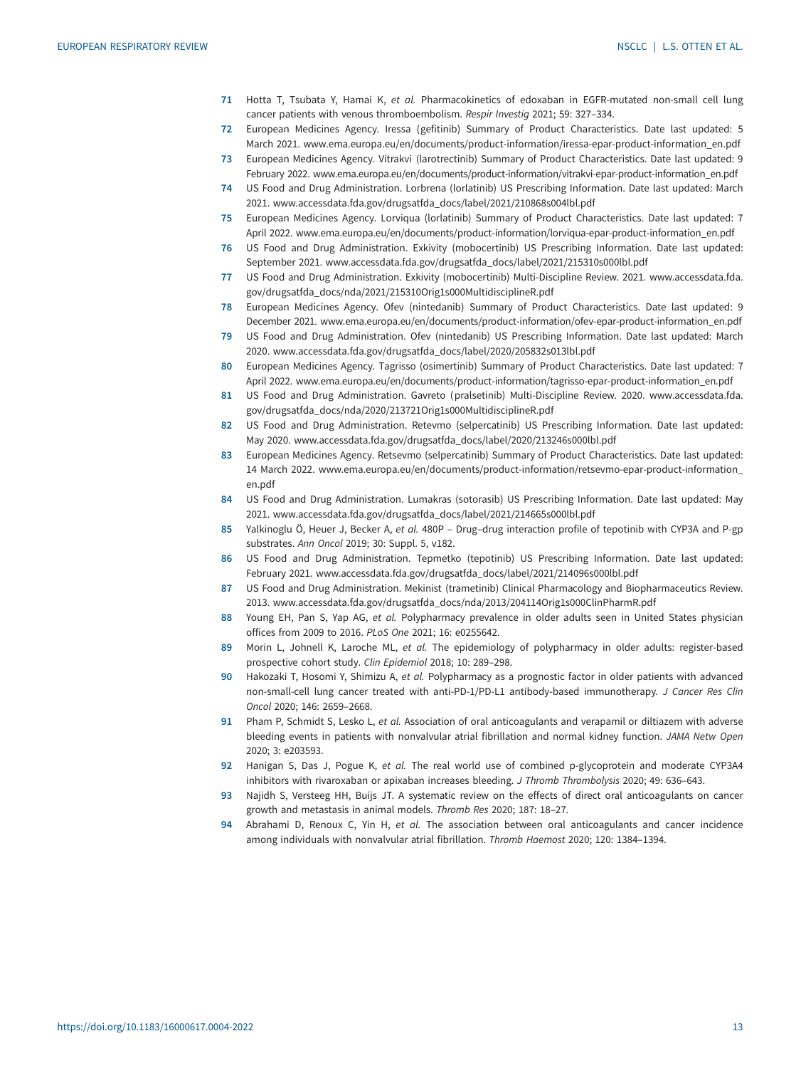71 Hotta T, Tsubata Y, Hamai K, *et al.* Pharmacokinetics of edoxaban in EGFR-mutated non-small cell lung cancer patients with venous thromboembolism. *Respir Investig* 2021; 59: 327–334.

72 European Medicines Agency. Iressa (gefitinib) Summary of Product Characteristics. Date last updated: 5 March 2021. www.ema.europa.eu/en/documents/product-information/iressa-epar-product-information_en.pdf

73 European Medicines Agency. Vitrakvi (larotrectinib) Summary of Product Characteristics. Date last updated: 9 February 2022. www.ema.europa.eu/en/documents/product-information/vitrakvi-epar-product-information_en.pdf

74 US Food and Drug Administration. Lorbrena (lorlatinib) US Prescribing Information. Date last updated: March 2021. www.accessdata.fda.gov/drugsatfda_docs/label/2021/210868s004lbl.pdf

75 European Medicines Agency. Lorviqua (lorlatinib) Summary of Product Characteristics. Date last updated: 7 April 2022. www.ema.europa.eu/en/documents/product-information/lorviqua-epar-product-information_en.pdf

76 US Food and Drug Administration. Exkivity (mobocertinib) US Prescribing Information. Date last updated: September 2021. www.accessdata.fda.gov/drugsatfda_docs/label/2021/215310s000lbl.pdf

77 US Food and Drug Administration. Exkivity (mobocertinib) Multi-Discipline Review. 2021. www.accessdata.fda.gov/drugsatfda_docs/nda/2021/215310Orig1s000MultidisciplineR.pdf

78 European Medicines Agency. Ofev (nintedanib) Summary of Product Characteristics. Date last updated: 9 December 2021. www.ema.europa.eu/en/documents/product-information/ofev-epar-product-information_en.pdf

79 US Food and Drug Administration. Ofev (nintedanib) US Prescribing Information. Date last updated: March 2020. www.accessdata.fda.gov/drugsatfda_docs/label/2020/205832s013lbl.pdf

80 European Medicines Agency. Tagrisso (osimertinib) Summary of Product Characteristics. Date last updated: 7 April 2022. www.ema.europa.eu/en/documents/product-information/tagrisso-epar-product-information_en.pdf

81 US Food and Drug Administration. Gavreto (pralsetinib) Multi-Discipline Review. 2020. www.accessdata.fda.gov/drugsatfda_docs/nda/2020/213721Orig1s000MultidisciplineR.pdf

82 US Food and Drug Administration. Retevmo (selpercatinib) US Prescribing Information. Date last updated: May 2020. www.accessdata.fda.gov/drugsatfda_docs/label/2020/213246s000lbl.pdf

83 European Medicines Agency. Retsevmo (selpercatinib) Summary of Product Characteristics. Date last updated: 14 March 2022. www.ema.europa.eu/en/documents/product-information/retsevmo-epar-product-information_en.pdf

84 US Food and Drug Administration. Lumakras (sotorasib) US Prescribing Information. Date last updated: May 2021. www.accessdata.fda.gov/drugsatfda_docs/label/2021/214665s000lbl.pdf

85 Yalkinoglu Ö, Heuer J, Becker A, *et al.* 480P – Drug–drug interaction profile of tepotinib with CYP3A and P-gp substrates. *Ann Oncol* 2019; 30: Suppl. 5, v182.

86 US Food and Drug Administration. Tepmetko (tepotinib) US Prescribing Information. Date last updated: February 2021. www.accessdata.fda.gov/drugsatfda_docs/label/2021/214096s000lbl.pdf

87 US Food and Drug Administration. Mekinist (trametinib) Clinical Pharmacology and Biopharmaceutics Review. 2013. www.accessdata.fda.gov/drugsatfda_docs/nda/2013/204114Orig1s000ClinPharmR.pdf

88 Young EH, Pan S, Yap AG, *et al.* Polypharmacy prevalence in older adults seen in United States physician offices from 2009 to 2016. *PLoS One* 2021; 16: e0255642.

89 Morin L, Johnell K, Laroche ML, *et al.* The epidemiology of polypharmacy in older adults: register-based prospective cohort study. *Clin Epidemiol* 2018; 10: 289–298.

90 Hakozaki T, Hosomi Y, Shimizu A, *et al.* Polypharmacy as a prognostic factor in older patients with advanced non-small-cell lung cancer treated with anti-PD-1/PD-L1 antibody-based immunotherapy. *J Cancer Res Clin Oncol* 2020; 146: 2659–2668.

91 Pham P, Schmidt S, Lesko L, *et al.* Association of oral anticoagulants and verapamil or diltiazem with adverse bleeding events in patients with nonvalvular atrial fibrillation and normal kidney function. *JAMA Netw Open* 2020; 3: e203593.

92 Hanigan S, Das J, Pogue K, *et al.* The real world use of combined p-glycoprotein and moderate CYP3A4 inhibitors with rivaroxaban or apixaban increases bleeding. *J Thromb Thrombolysis* 2020; 49: 636–643.

93 Najidh S, Versteeg HH, Buijs JT. A systematic review on the effects of direct oral anticoagulants on cancer growth and metastasis in animal models. *Thromb Res* 2020; 187: 18–27.

94 Abrahami D, Renoux C, Yin H, *et al.* The association between oral anticoagulants and cancer incidence among individuals with nonvalvular atrial fibrillation. *Thromb Haemost* 2020; 120: 1384–1394.